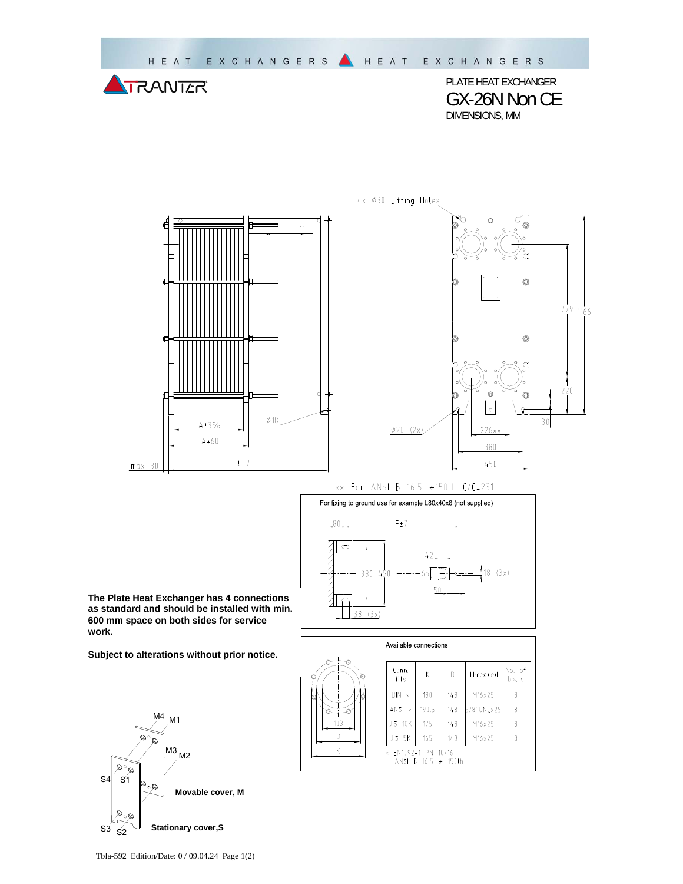HEAT EXCHANGERS HEAT EXCHANGERS

TRANTER

PLATE HEAT EXCHANGER

# GX-26N Non CE

DIMENSIONS, MM

4x Ø30 Lifting Holes

779 1166

220

30

Ø18

A±3%

A+60

C±7

max 30

Ø20 (2x)

226xx

380

450

xx For ANSI B 16.5 #150lb C/C=231

For fixing to ground use for example L80x40x8 (not supplied)

80

F±7

42

380 450

65

18 (3x)

50

36 (3x)

**The Plate Heat Exchanger has 4 connections as standard and should be installed with min. 600 mm space on both sides for service work.**

**Subject to alterations without prior notice.**

Available connections.

| Conn. fits | K | D | Threaded | No. of bolts |
|---|---|---|---|---|
| DIN × | 180 | 148 | M16x25 | 8 |
| ANSI × | 190.5 | 148 | 5/8"UNCx25 | 8 |
| JIS 10K | 175 | 148 | M16x25 | 8 |
| JIS 5K | 165 | 143 | M16x25 | 8 |

× EN1092-1 PN 10/16
ANSI B 16.5 # 150lb

103

D

K

M4 M1

M3 M2

S4 S1

S3 S2

**Movable cover, M**

**Stationary cover,S**

Tbla-592 Edition/Date: 0 / 09.04.24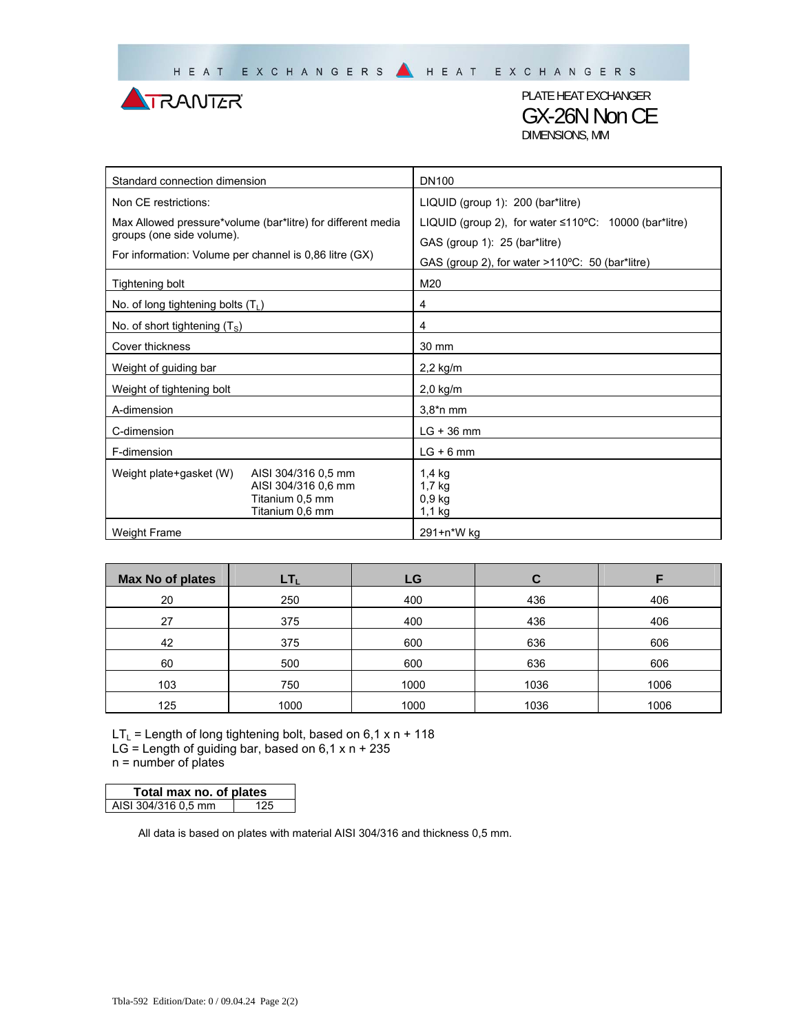PLATE HEAT EXCHANGER

# GX-26N Non CE

DIMENSIONS, MM

| | |
|---|---|
| Standard connection dimension | DN100 |
| Non CE restrictions:<br>Max Allowed pressure*volume (bar*litre) for different media groups (one side volume).<br>For information: Volume per channel is 0,86 litre (GX) | LIQUID (group 1): 200 (bar*litre)<br>LIQUID (group 2), for water ≤110ºC: 10000 (bar*litre)<br>GAS (group 1): 25 (bar*litre)<br>GAS (group 2), for water >110ºC: 50 (bar*litre) |
| Tightening bolt | M20 |
| No. of long tightening bolts ($T_L$) | 4 |
| No. of short tightening ($T_S$) | 4 |
| Cover thickness | 30 mm |
| Weight of guiding bar | 2,2 kg/m |
| Weight of tightening bolt | 2,0 kg/m |
| A-dimension | 3,8*n mm |
| C-dimension | LG + 36 mm |
| F-dimension | LG + 6 mm |
| Weight plate+gasket (W) AISI 304/316 0,5 mm<br>AISI 304/316 0,6 mm<br>Titanium 0,5 mm<br>Titanium 0,6 mm | 1,4 kg<br>1,7 kg<br>0,9 kg<br>1,1 kg |
| Weight Frame | 291+n*W kg |

| Max No of plates | $LT_L$ | LG | C | F |
|---|---|---|---|---|
| 20 | 250 | 400 | 436 | 406 |
| 27 | 375 | 400 | 436 | 406 |
| 42 | 375 | 600 | 636 | 606 |
| 60 | 500 | 600 | 636 | 606 |
| 103 | 750 | 1000 | 1036 | 1006 |
| 125 | 1000 | 1000 | 1036 | 1006 |

$LT_L$ = Length of long tightening bolt, based on 6,1 x n + 118
LG = Length of guiding bar, based on 6,1 x n + 235
n = number of plates

| Total max no. of plates | |
|---|---|
| AISI 304/316 0,5 mm | 125 |

All data is based on plates with material AISI 304/316 and thickness 0,5 mm.

Tbla-592 Edition/Date: 0 / 09.04.24